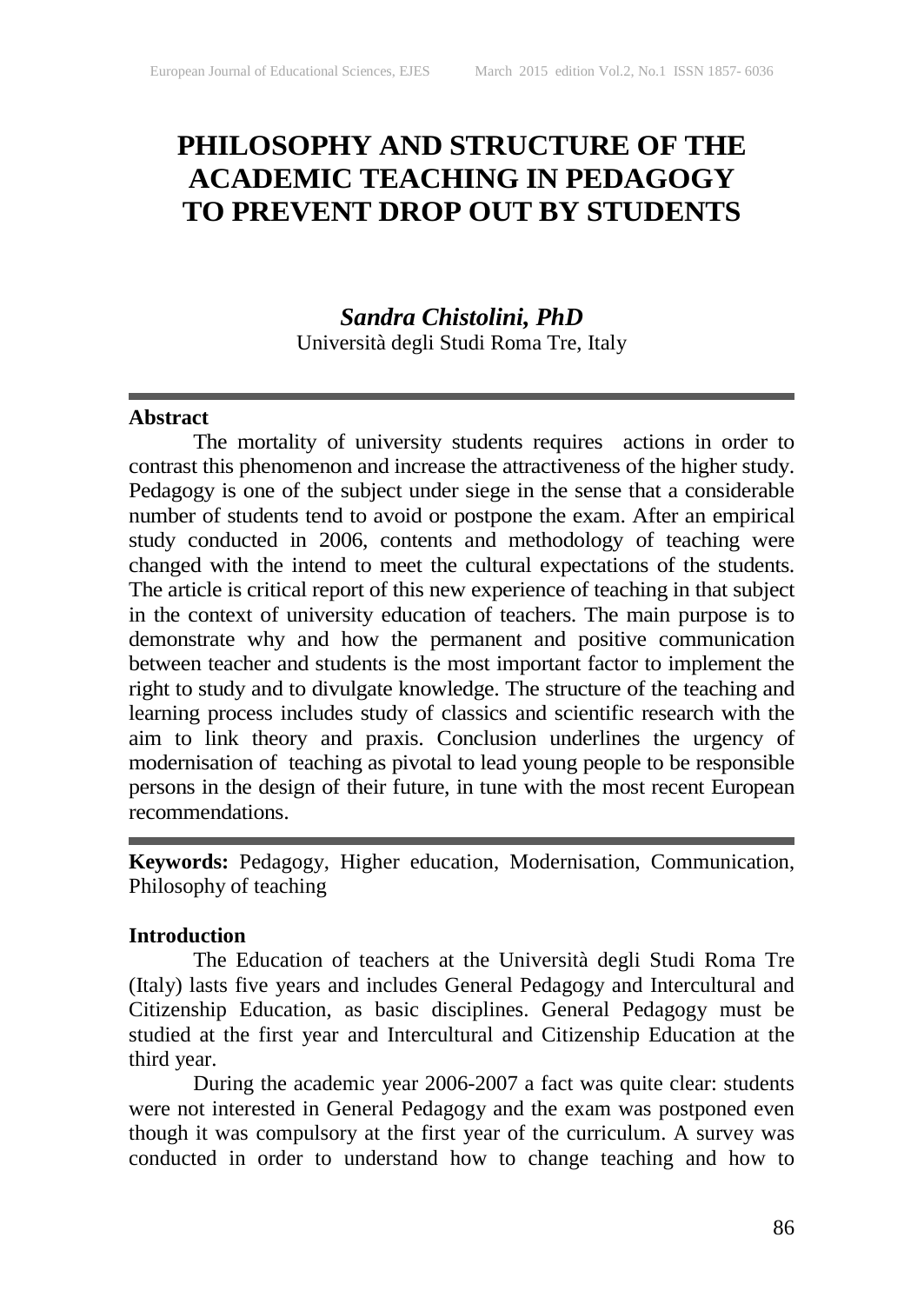# PHILOSOPHY AND STRUCTURE OF THE ACADEMIC TEACHING IN PEDAGOGY TO PREVENT DROP OUT BY STUDENTS

***Sandra Chistolini, PhD***
Università degli Studi Roma Tre, Italy

**Abstract**

The mortality of university students requires actions in order to contrast this phenomenon and increase the attractiveness of the higher study. Pedagogy is one of the subject under siege in the sense that a considerable number of students tend to avoid or postpone the exam. After an empirical study conducted in 2006, contents and methodology of teaching were changed with the intend to meet the cultural expectations of the students. The article is critical report of this new experience of teaching in that subject in the context of university education of teachers. The main purpose is to demonstrate why and how the permanent and positive communication between teacher and students is the most important factor to implement the right to study and to divulgate knowledge. The structure of the teaching and learning process includes study of classics and scientific research with the aim to link theory and praxis. Conclusion underlines the urgency of modernisation of teaching as pivotal to lead young people to be responsible persons in the design of their future, in tune with the most recent European recommendations.

**Keywords:** Pedagogy, Higher education, Modernisation, Communication, Philosophy of teaching

**Introduction**

The Education of teachers at the Università degli Studi Roma Tre (Italy) lasts five years and includes General Pedagogy and Intercultural and Citizenship Education, as basic disciplines. General Pedagogy must be studied at the first year and Intercultural and Citizenship Education at the third year.

During the academic year 2006-2007 a fact was quite clear: students were not interested in General Pedagogy and the exam was postponed even though it was compulsory at the first year of the curriculum. A survey was conducted in order to understand how to change teaching and how to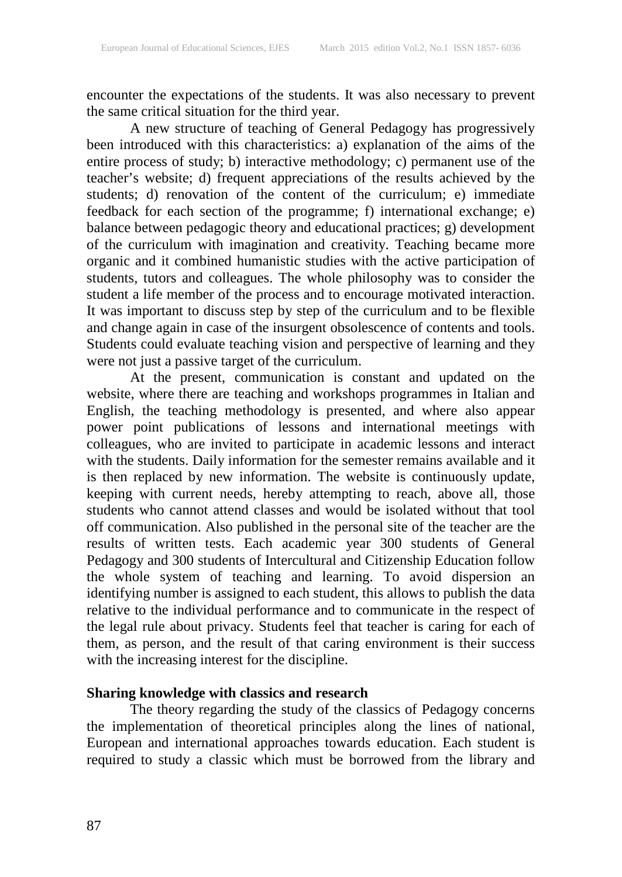encounter the expectations of the students. It was also necessary to prevent the same critical situation for the third year.

A new structure of teaching of General Pedagogy has progressively been introduced with this characteristics: a) explanation of the aims of the entire process of study; b) interactive methodology; c) permanent use of the teacher's website; d) frequent appreciations of the results achieved by the students; d) renovation of the content of the curriculum; e) immediate feedback for each section of the programme; f) international exchange; e) balance between pedagogic theory and educational practices; g) development of the curriculum with imagination and creativity. Teaching became more organic and it combined humanistic studies with the active participation of students, tutors and colleagues. The whole philosophy was to consider the student a life member of the process and to encourage motivated interaction. It was important to discuss step by step of the curriculum and to be flexible and change again in case of the insurgent obsolescence of contents and tools. Students could evaluate teaching vision and perspective of learning and they were not just a passive target of the curriculum.

At the present, communication is constant and updated on the website, where there are teaching and workshops programmes in Italian and English, the teaching methodology is presented, and where also appear power point publications of lessons and international meetings with colleagues, who are invited to participate in academic lessons and interact with the students. Daily information for the semester remains available and it is then replaced by new information. The website is continuously update, keeping with current needs, hereby attempting to reach, above all, those students who cannot attend classes and would be isolated without that tool off communication. Also published in the personal site of the teacher are the results of written tests. Each academic year 300 students of General Pedagogy and 300 students of Intercultural and Citizenship Education follow the whole system of teaching and learning. To avoid dispersion an identifying number is assigned to each student, this allows to publish the data relative to the individual performance and to communicate in the respect of the legal rule about privacy. Students feel that teacher is caring for each of them, as person, and the result of that caring environment is their success with the increasing interest for the discipline.

**Sharing knowledge with classics and research**

The theory regarding the study of the classics of Pedagogy concerns the implementation of theoretical principles along the lines of national, European and international approaches towards education. Each student is required to study a classic which must be borrowed from the library and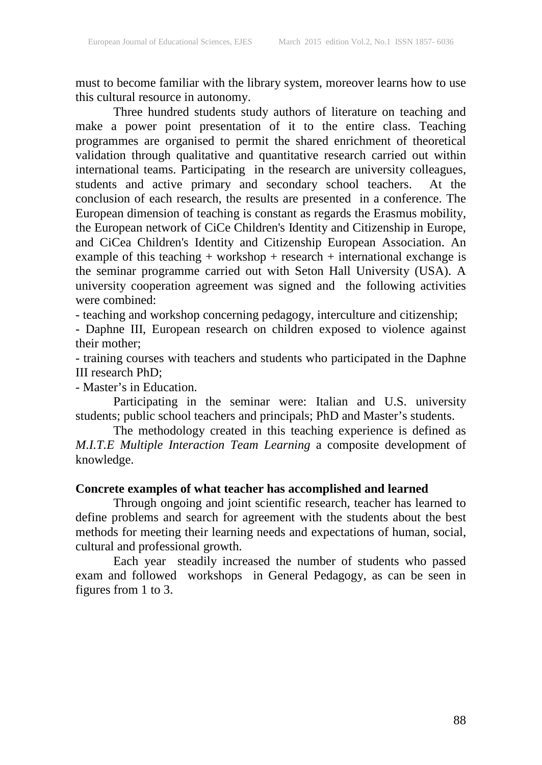must to become familiar with the library system, moreover learns how to use this cultural resource in autonomy.

Three hundred students study authors of literature on teaching and make a power point presentation of it to the entire class. Teaching programmes are organised to permit the shared enrichment of theoretical validation through qualitative and quantitative research carried out within international teams. Participating in the research are university colleagues, students and active primary and secondary school teachers. At the conclusion of each research, the results are presented in a conference. The European dimension of teaching is constant as regards the Erasmus mobility, the European network of CiCe Children's Identity and Citizenship in Europe, and CiCea Children's Identity and Citizenship European Association. An example of this teaching + workshop + research + international exchange is the seminar programme carried out with Seton Hall University (USA). A university cooperation agreement was signed and the following activities were combined:

- teaching and workshop concerning pedagogy, interculture and citizenship;
- Daphne III, European research on children exposed to violence against their mother;
- training courses with teachers and students who participated in the Daphne III research PhD;
- Master's in Education.

Participating in the seminar were: Italian and U.S. university students; public school teachers and principals; PhD and Master's students.

The methodology created in this teaching experience is defined as *M.I.T.E Multiple Interaction Team Learning* a composite development of knowledge.

**Concrete examples of what teacher has accomplished and learned**

Through ongoing and joint scientific research, teacher has learned to define problems and search for agreement with the students about the best methods for meeting their learning needs and expectations of human, social, cultural and professional growth.

Each year steadily increased the number of students who passed exam and followed workshops in General Pedagogy, as can be seen in figures from 1 to 3.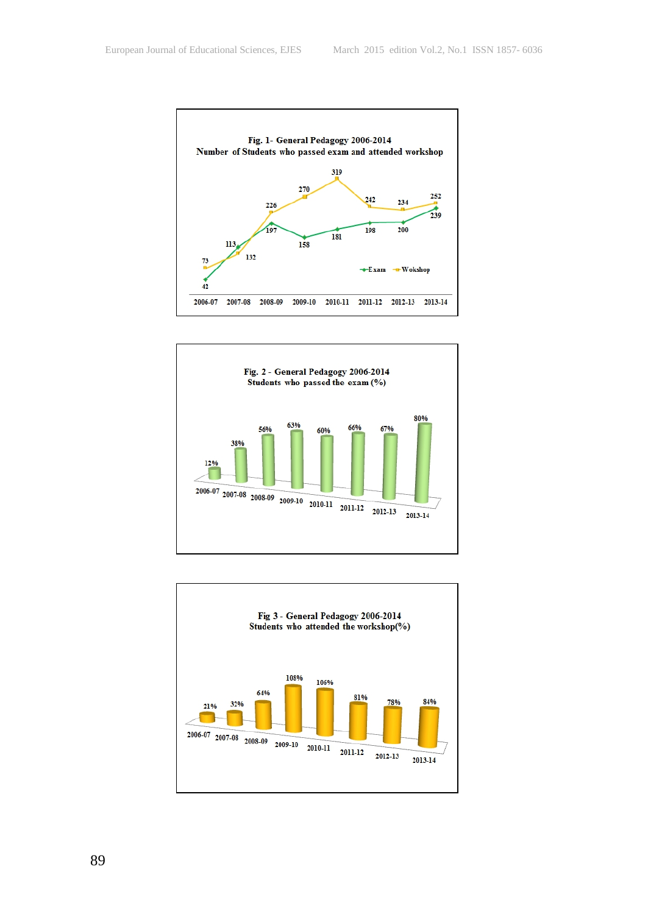**Fig. 1- General Pedagogy 2006-2014**
**Number of Students who passed exam and attended workshop**

| | 2006-07 | 2007-08 | 2008-09 | 2009-10 | 2010-11 | 2011-12 | 2012-13 | 2013-14 |
|---|---|---|---|---|---|---|---|---|
| Exam | 42 | 113 | 197 | 158 | 181 | 198 | 200 | 239 |
| Wokshop | 73 | 132 | 226 | 270 | 319 | 242 | 234 | 252 |

**Fig. 2 - General Pedagogy 2006-2014**
**Students who passed the exam (%)**

| 2006-07 | 2007-08 | 2008-09 | 2009-10 | 2010-11 | 2011-12 | 2012-13 | 2013-14 |
|---|---|---|---|---|---|---|---|
| 12% | 38% | 56% | 63% | 60% | 66% | 67% | 80% |

**Fig 3 - General Pedagogy 2006-2014**
**Students who attended the workshop(%)**

| 2006-07 | 2007-08 | 2008-09 | 2009-10 | 2010-11 | 2011-12 | 2012-13 | 2013-14 |
|---|---|---|---|---|---|---|---|
| 21% | 32% | 64% | 108% | 106% | 81% | 78% | 84% |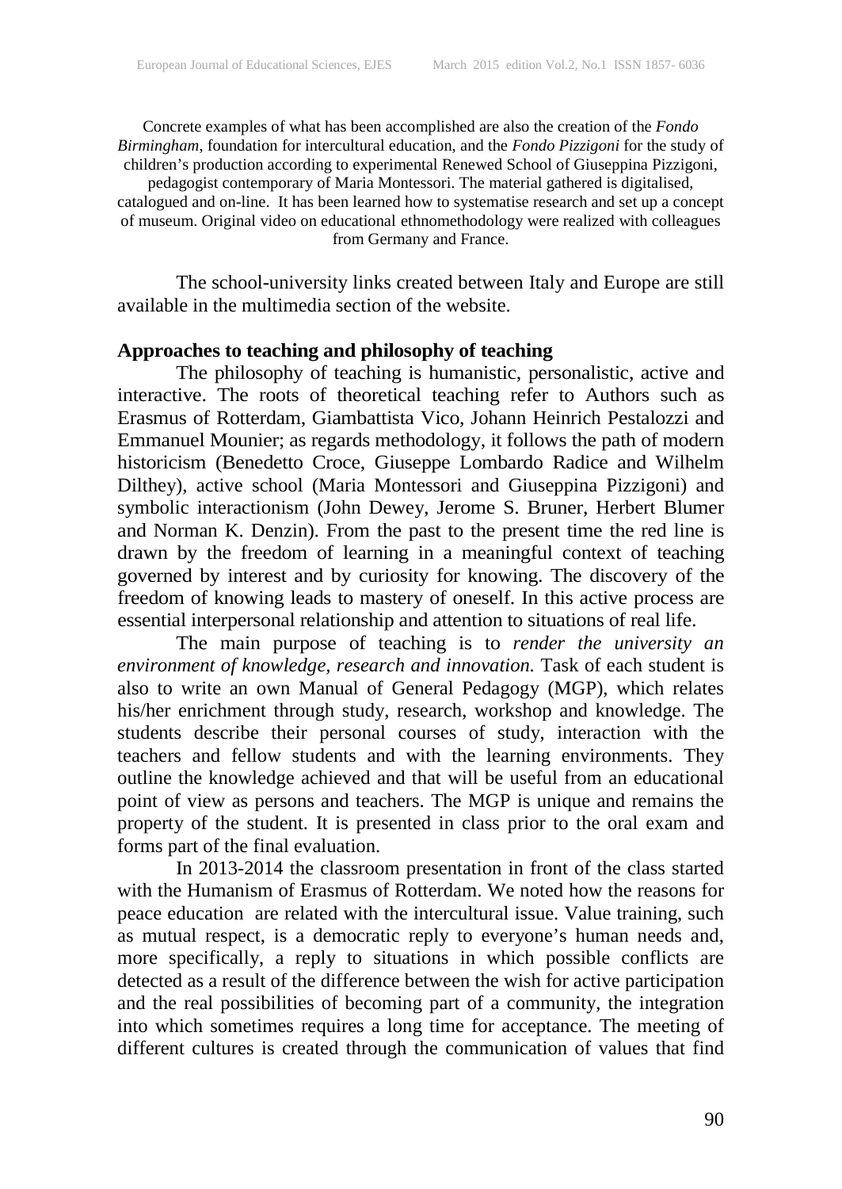Concrete examples of what has been accomplished are also the creation of the *Fondo Birmingham*, foundation for intercultural education, and the *Fondo Pizzigoni* for the study of children's production according to experimental Renewed School of Giuseppina Pizzigoni, pedagogist contemporary of Maria Montessori. The material gathered is digitalised, catalogued and on-line. It has been learned how to systematise research and set up a concept of museum. Original video on educational ethnomethodology were realized with colleagues from Germany and France.

The school-university links created between Italy and Europe are still available in the multimedia section of the website.

**Approaches to teaching and philosophy of teaching**

The philosophy of teaching is humanistic, personalistic, active and interactive. The roots of theoretical teaching refer to Authors such as Erasmus of Rotterdam, Giambattista Vico, Johann Heinrich Pestalozzi and Emmanuel Mounier; as regards methodology, it follows the path of modern historicism (Benedetto Croce, Giuseppe Lombardo Radice and Wilhelm Dilthey), active school (Maria Montessori and Giuseppina Pizzigoni) and symbolic interactionism (John Dewey, Jerome S. Bruner, Herbert Blumer and Norman K. Denzin). From the past to the present time the red line is drawn by the freedom of learning in a meaningful context of teaching governed by interest and by curiosity for knowing. The discovery of the freedom of knowing leads to mastery of oneself. In this active process are essential interpersonal relationship and attention to situations of real life.

The main purpose of teaching is to *render the university an environment of knowledge, research and innovation.* Task of each student is also to write an own Manual of General Pedagogy (MGP), which relates his/her enrichment through study, research, workshop and knowledge. The students describe their personal courses of study, interaction with the teachers and fellow students and with the learning environments. They outline the knowledge achieved and that will be useful from an educational point of view as persons and teachers. The MGP is unique and remains the property of the student. It is presented in class prior to the oral exam and forms part of the final evaluation.

In 2013-2014 the classroom presentation in front of the class started with the Humanism of Erasmus of Rotterdam. We noted how the reasons for peace education are related with the intercultural issue. Value training, such as mutual respect, is a democratic reply to everyone's human needs and, more specifically, a reply to situations in which possible conflicts are detected as a result of the difference between the wish for active participation and the real possibilities of becoming part of a community, the integration into which sometimes requires a long time for acceptance. The meeting of different cultures is created through the communication of values that find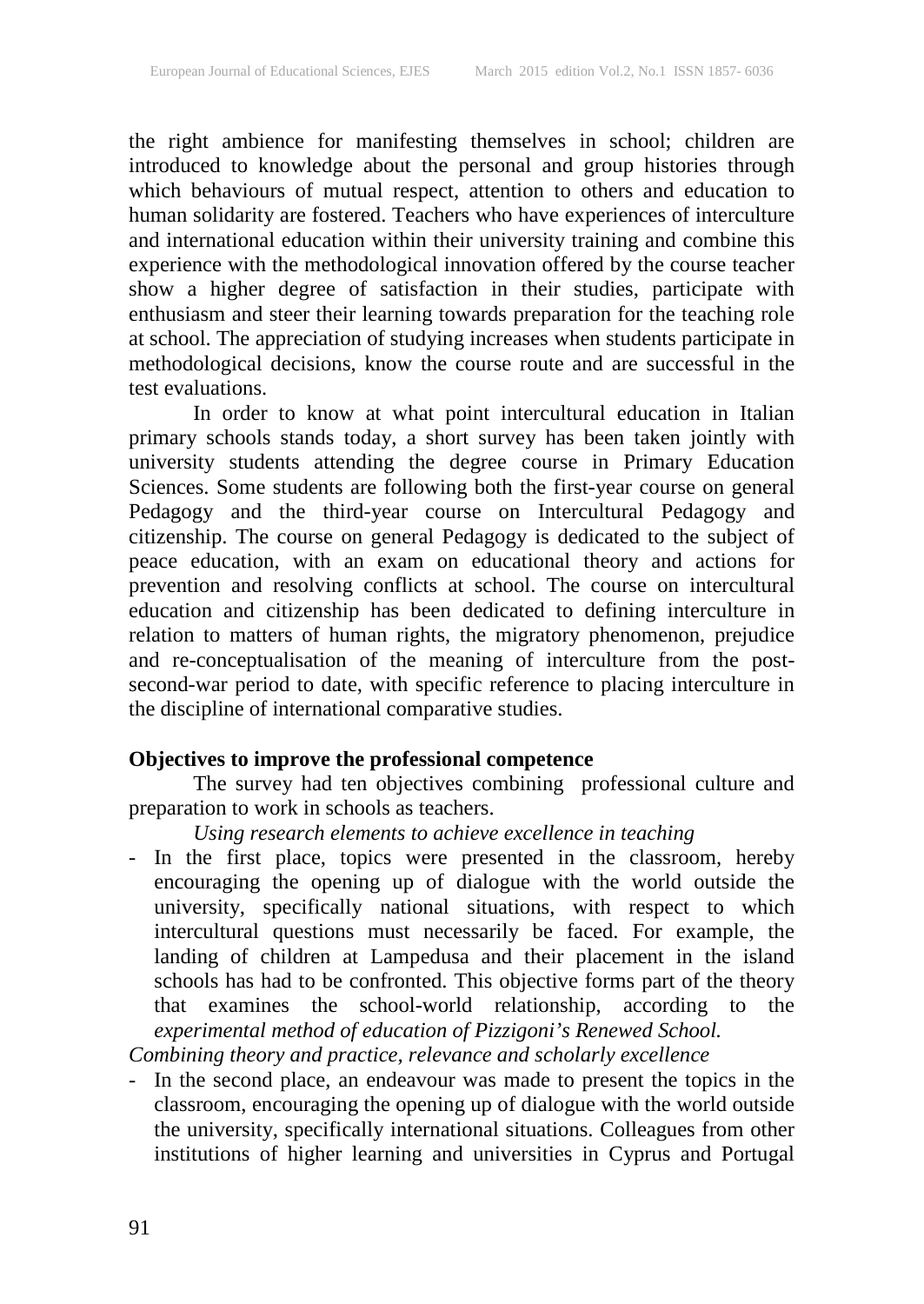the right ambience for manifesting themselves in school; children are introduced to knowledge about the personal and group histories through which behaviours of mutual respect, attention to others and education to human solidarity are fostered. Teachers who have experiences of interculture and international education within their university training and combine this experience with the methodological innovation offered by the course teacher show a higher degree of satisfaction in their studies, participate with enthusiasm and steer their learning towards preparation for the teaching role at school. The appreciation of studying increases when students participate in methodological decisions, know the course route and are successful in the test evaluations.

In order to know at what point intercultural education in Italian primary schools stands today, a short survey has been taken jointly with university students attending the degree course in Primary Education Sciences. Some students are following both the first-year course on general Pedagogy and the third-year course on Intercultural Pedagogy and citizenship. The course on general Pedagogy is dedicated to the subject of peace education, with an exam on educational theory and actions for prevention and resolving conflicts at school. The course on intercultural education and citizenship has been dedicated to defining interculture in relation to matters of human rights, the migratory phenomenon, prejudice and re-conceptualisation of the meaning of interculture from the post-second-war period to date, with specific reference to placing interculture in the discipline of international comparative studies.

**Objectives to improve the professional competence**

The survey had ten objectives combining professional culture and preparation to work in schools as teachers.

*Using research elements to achieve excellence in teaching*

- In the first place, topics were presented in the classroom, hereby encouraging the opening up of dialogue with the world outside the university, specifically national situations, with respect to which intercultural questions must necessarily be faced. For example, the landing of children at Lampedusa and their placement in the island schools has had to be confronted. This objective forms part of the theory that examines the school-world relationship, according to the *experimental method of education of Pizzigoni's Renewed School.*

*Combining theory and practice, relevance and scholarly excellence*

- In the second place, an endeavour was made to present the topics in the classroom, encouraging the opening up of dialogue with the world outside the university, specifically international situations. Colleagues from other institutions of higher learning and universities in Cyprus and Portugal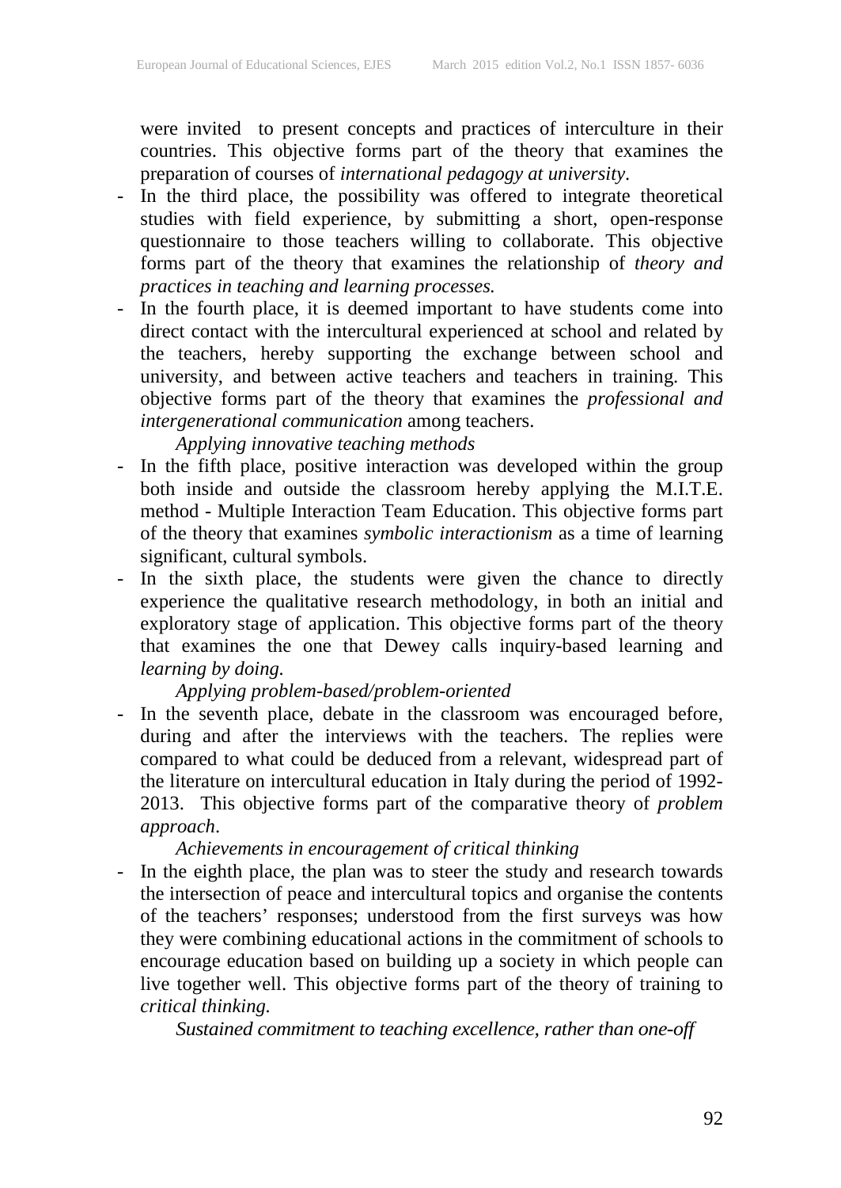were invited to present concepts and practices of interculture in their countries. This objective forms part of the theory that examines the preparation of courses of *international pedagogy at university*.

- In the third place, the possibility was offered to integrate theoretical studies with field experience, by submitting a short, open-response questionnaire to those teachers willing to collaborate. This objective forms part of the theory that examines the relationship of *theory and practices in teaching and learning processes.*
- In the fourth place, it is deemed important to have students come into direct contact with the intercultural experienced at school and related by the teachers, hereby supporting the exchange between school and university, and between active teachers and teachers in training. This objective forms part of the theory that examines the *professional and intergenerational communication* among teachers.

*Applying innovative teaching methods*

- In the fifth place, positive interaction was developed within the group both inside and outside the classroom hereby applying the M.I.T.E. method - Multiple Interaction Team Education. This objective forms part of the theory that examines *symbolic interactionism* as a time of learning significant, cultural symbols.
- In the sixth place, the students were given the chance to directly experience the qualitative research methodology, in both an initial and exploratory stage of application. This objective forms part of the theory that examines the one that Dewey calls inquiry-based learning and *learning by doing.*

*Applying problem-based/problem-oriented*

- In the seventh place, debate in the classroom was encouraged before, during and after the interviews with the teachers. The replies were compared to what could be deduced from a relevant, widespread part of the literature on intercultural education in Italy during the period of 1992-2013. This objective forms part of the comparative theory of *problem approach*.

*Achievements in encouragement of critical thinking*

- In the eighth place, the plan was to steer the study and research towards the intersection of peace and intercultural topics and organise the contents of the teachers' responses; understood from the first surveys was how they were combining educational actions in the commitment of schools to encourage education based on building up a society in which people can live together well. This objective forms part of the theory of training to *critical thinking.*

*Sustained commitment to teaching excellence, rather than one-off*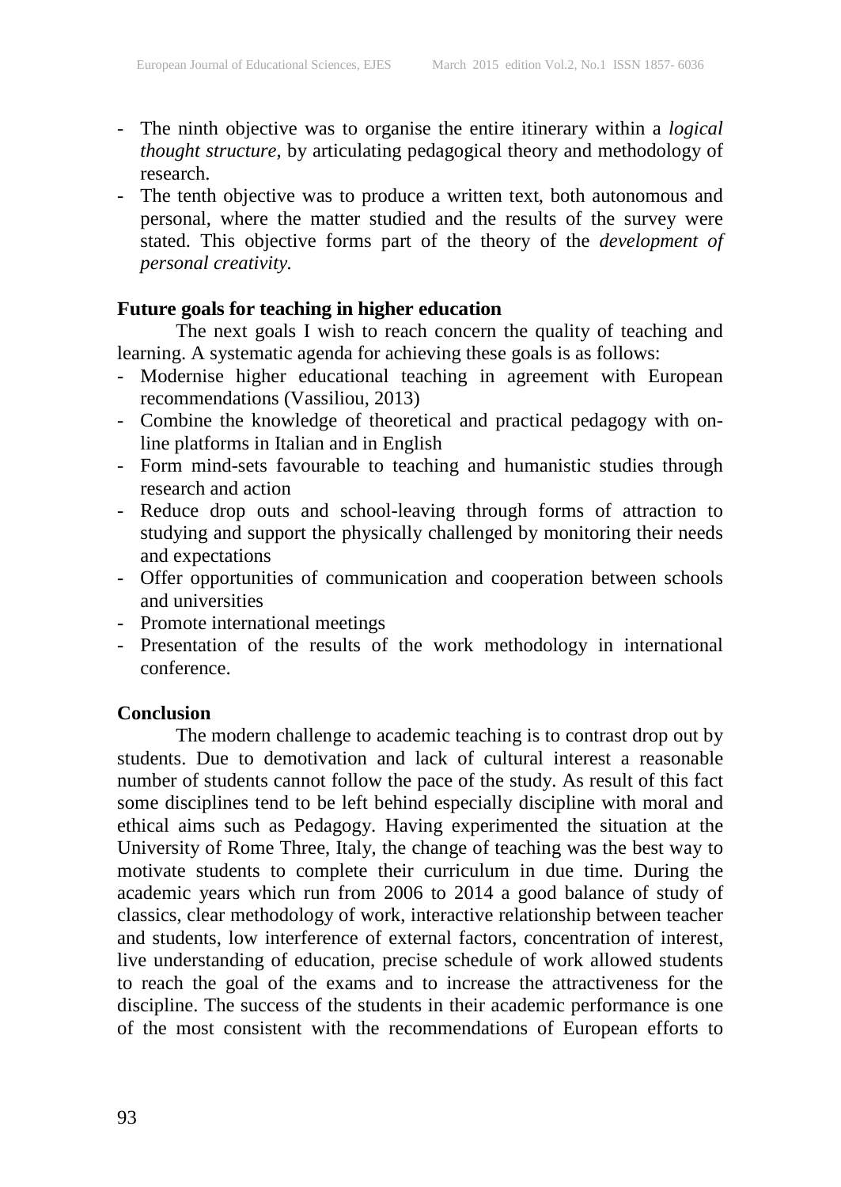- The ninth objective was to organise the entire itinerary within a *logical thought structure*, by articulating pedagogical theory and methodology of research.
- The tenth objective was to produce a written text, both autonomous and personal, where the matter studied and the results of the survey were stated. This objective forms part of the theory of the *development of personal creativity.*

**Future goals for teaching in higher education**

The next goals I wish to reach concern the quality of teaching and learning. A systematic agenda for achieving these goals is as follows:

- Modernise higher educational teaching in agreement with European recommendations (Vassiliou, 2013)
- Combine the knowledge of theoretical and practical pedagogy with on-line platforms in Italian and in English
- Form mind-sets favourable to teaching and humanistic studies through research and action
- Reduce drop outs and school-leaving through forms of attraction to studying and support the physically challenged by monitoring their needs and expectations
- Offer opportunities of communication and cooperation between schools and universities
- Promote international meetings
- Presentation of the results of the work methodology in international conference.

**Conclusion**

The modern challenge to academic teaching is to contrast drop out by students. Due to demotivation and lack of cultural interest a reasonable number of students cannot follow the pace of the study. As result of this fact some disciplines tend to be left behind especially discipline with moral and ethical aims such as Pedagogy. Having experimented the situation at the University of Rome Three, Italy, the change of teaching was the best way to motivate students to complete their curriculum in due time. During the academic years which run from 2006 to 2014 a good balance of study of classics, clear methodology of work, interactive relationship between teacher and students, low interference of external factors, concentration of interest, live understanding of education, precise schedule of work allowed students to reach the goal of the exams and to increase the attractiveness for the discipline. The success of the students in their academic performance is one of the most consistent with the recommendations of European efforts to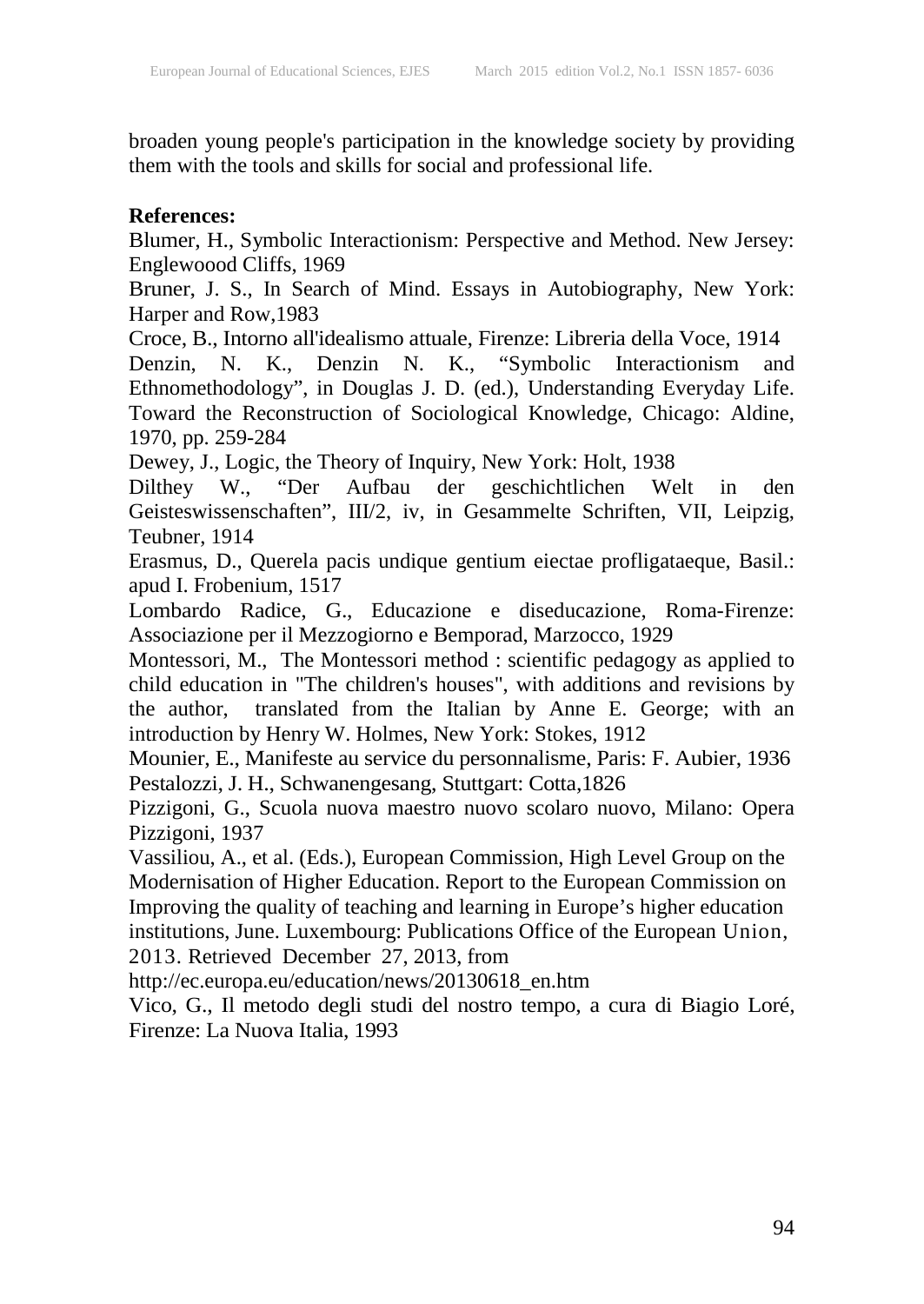broaden young people's participation in the knowledge society by providing them with the tools and skills for social and professional life.

**References:**

Blumer, H., Symbolic Interactionism: Perspective and Method. New Jersey: Englewoood Cliffs, 1969

Bruner, J. S., In Search of Mind. Essays in Autobiography, New York: Harper and Row,1983

Croce, B., Intorno all'idealismo attuale, Firenze: Libreria della Voce, 1914

Denzin, N. K., Denzin N. K., "Symbolic Interactionism and Ethnomethodology", in Douglas J. D. (ed.), Understanding Everyday Life. Toward the Reconstruction of Sociological Knowledge, Chicago: Aldine, 1970, pp. 259-284

Dewey, J., Logic, the Theory of Inquiry, New York: Holt, 1938

Dilthey W., "Der Aufbau der geschichtlichen Welt in den Geisteswissenschaften", III/2, iv, in Gesammelte Schriften, VII, Leipzig, Teubner, 1914

Erasmus, D., Querela pacis undique gentium eiectae profligataeque, Basil.: apud I. Frobenium, 1517

Lombardo Radice, G., Educazione e diseducazione, Roma-Firenze: Associazione per il Mezzogiorno e Bemporad, Marzocco, 1929

Montessori, M., The Montessori method : scientific pedagogy as applied to child education in "The children's houses", with additions and revisions by the author, translated from the Italian by Anne E. George; with an introduction by Henry W. Holmes, New York: Stokes, 1912

Mounier, E., Manifeste au service du personnalisme, Paris: F. Aubier, 1936

Pestalozzi, J. H., Schwanengesang, Stuttgart: Cotta,1826

Pizzigoni, G., Scuola nuova maestro nuovo scolaro nuovo, Milano: Opera Pizzigoni, 1937

Vassiliou, A., et al. (Eds.), European Commission, High Level Group on the Modernisation of Higher Education. Report to the European Commission on Improving the quality of teaching and learning in Europe's higher education institutions, June. Luxembourg: Publications Office of the European Union, 2013. Retrieved December 27, 2013, from http://ec.europa.eu/education/news/20130618_en.htm

Vico, G., Il metodo degli studi del nostro tempo, a cura di Biagio Loré, Firenze: La Nuova Italia, 1993